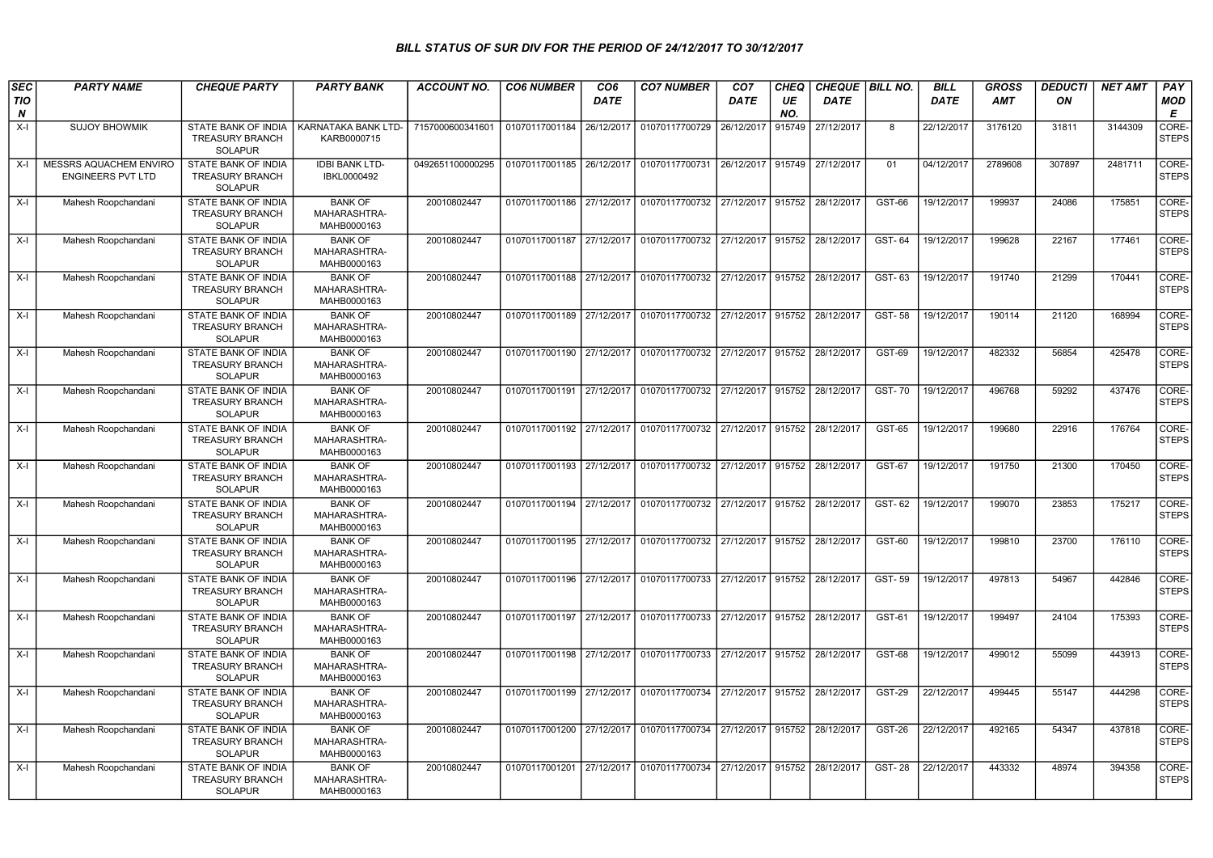# BILL STATUS OF SUR DIV FOR THE PERIOD OF 24/12/2017 TO 30/12/2017

| SECTION | PARTY NAME | CHEQUE PARTY | PARTY BANK | ACCOUNT NO. | CO6 NUMBER | CO6 DATE | CO7 NUMBER | CO7 DATE | CHEQUE NO. | CHEQUE DATE | BILL NO. | BILL DATE | GROSS AMT | DEDUCTION | NET AMT | PAY MODE |
|---|---|---|---|---|---|---|---|---|---|---|---|---|---|---|---|---|
| X-I | SUJOY BHOWMIK | STATE BANK OF INDIA TREASURY BRANCH SOLAPUR | KARNATAKA BANK LTD-KARB0000715 | 7157000600341601 | 01070117001184 | 26/12/2017 | 01070117700729 | 26/12/2017 | 915749 | 27/12/2017 | 8 | 22/12/2017 | 3176120 | 31811 | 3144309 | CORE-STEPS |
| X-I | MESSRS AQUACHEM ENVIRO ENGINEERS PVT LTD | STATE BANK OF INDIA TREASURY BRANCH SOLAPUR | IDBI BANK LTD-IBKL0000492 | 0492651100000295 | 01070117001185 | 26/12/2017 | 01070117700731 | 26/12/2017 | 915749 | 27/12/2017 | 01 | 04/12/2017 | 2789608 | 307897 | 2481711 | CORE-STEPS |
| X-I | Mahesh Roopchandani | STATE BANK OF INDIA TREASURY BRANCH SOLAPUR | BANK OF MAHARASHTRA-MAHB0000163 | 20010802447 | 01070117001186 | 27/12/2017 | 01070117700732 | 27/12/2017 | 915752 | 28/12/2017 | GST-66 | 19/12/2017 | 199937 | 24086 | 175851 | CORE-STEPS |
| X-I | Mahesh Roopchandani | STATE BANK OF INDIA TREASURY BRANCH SOLAPUR | BANK OF MAHARASHTRA-MAHB0000163 | 20010802447 | 01070117001187 | 27/12/2017 | 01070117700732 | 27/12/2017 | 915752 | 28/12/2017 | GST- 64 | 19/12/2017 | 199628 | 22167 | 177461 | CORE-STEPS |
| X-I | Mahesh Roopchandani | STATE BANK OF INDIA TREASURY BRANCH SOLAPUR | BANK OF MAHARASHTRA-MAHB0000163 | 20010802447 | 01070117001188 | 27/12/2017 | 01070117700732 | 27/12/2017 | 915752 | 28/12/2017 | GST- 63 | 19/12/2017 | 191740 | 21299 | 170441 | CORE-STEPS |
| X-I | Mahesh Roopchandani | STATE BANK OF INDIA TREASURY BRANCH SOLAPUR | BANK OF MAHARASHTRA-MAHB0000163 | 20010802447 | 01070117001189 | 27/12/2017 | 01070117700732 | 27/12/2017 | 915752 | 28/12/2017 | GST- 58 | 19/12/2017 | 190114 | 21120 | 168994 | CORE-STEPS |
| X-I | Mahesh Roopchandani | STATE BANK OF INDIA TREASURY BRANCH SOLAPUR | BANK OF MAHARASHTRA-MAHB0000163 | 20010802447 | 01070117001190 | 27/12/2017 | 01070117700732 | 27/12/2017 | 915752 | 28/12/2017 | GST-69 | 19/12/2017 | 482332 | 56854 | 425478 | CORE-STEPS |
| X-I | Mahesh Roopchandani | STATE BANK OF INDIA TREASURY BRANCH SOLAPUR | BANK OF MAHARASHTRA-MAHB0000163 | 20010802447 | 01070117001191 | 27/12/2017 | 01070117700732 | 27/12/2017 | 915752 | 28/12/2017 | GST- 70 | 19/12/2017 | 496768 | 59292 | 437476 | CORE-STEPS |
| X-I | Mahesh Roopchandani | STATE BANK OF INDIA TREASURY BRANCH SOLAPUR | BANK OF MAHARASHTRA-MAHB0000163 | 20010802447 | 01070117001192 | 27/12/2017 | 01070117700732 | 27/12/2017 | 915752 | 28/12/2017 | GST-65 | 19/12/2017 | 199680 | 22916 | 176764 | CORE-STEPS |
| X-I | Mahesh Roopchandani | STATE BANK OF INDIA TREASURY BRANCH SOLAPUR | BANK OF MAHARASHTRA-MAHB0000163 | 20010802447 | 01070117001193 | 27/12/2017 | 01070117700732 | 27/12/2017 | 915752 | 28/12/2017 | GST-67 | 19/12/2017 | 191750 | 21300 | 170450 | CORE-STEPS |
| X-I | Mahesh Roopchandani | STATE BANK OF INDIA TREASURY BRANCH SOLAPUR | BANK OF MAHARASHTRA-MAHB0000163 | 20010802447 | 01070117001194 | 27/12/2017 | 01070117700732 | 27/12/2017 | 915752 | 28/12/2017 | GST- 62 | 19/12/2017 | 199070 | 23853 | 175217 | CORE-STEPS |
| X-I | Mahesh Roopchandani | STATE BANK OF INDIA TREASURY BRANCH SOLAPUR | BANK OF MAHARASHTRA-MAHB0000163 | 20010802447 | 01070117001195 | 27/12/2017 | 01070117700732 | 27/12/2017 | 915752 | 28/12/2017 | GST-60 | 19/12/2017 | 199810 | 23700 | 176110 | CORE-STEPS |
| X-I | Mahesh Roopchandani | STATE BANK OF INDIA TREASURY BRANCH SOLAPUR | BANK OF MAHARASHTRA-MAHB0000163 | 20010802447 | 01070117001196 | 27/12/2017 | 01070117700733 | 27/12/2017 | 915752 | 28/12/2017 | GST- 59 | 19/12/2017 | 497813 | 54967 | 442846 | CORE-STEPS |
| X-I | Mahesh Roopchandani | STATE BANK OF INDIA TREASURY BRANCH SOLAPUR | BANK OF MAHARASHTRA-MAHB0000163 | 20010802447 | 01070117001197 | 27/12/2017 | 01070117700733 | 27/12/2017 | 915752 | 28/12/2017 | GST-61 | 19/12/2017 | 199497 | 24104 | 175393 | CORE-STEPS |
| X-I | Mahesh Roopchandani | STATE BANK OF INDIA TREASURY BRANCH SOLAPUR | BANK OF MAHARASHTRA-MAHB0000163 | 20010802447 | 01070117001198 | 27/12/2017 | 01070117700733 | 27/12/2017 | 915752 | 28/12/2017 | GST-68 | 19/12/2017 | 499012 | 55099 | 443913 | CORE-STEPS |
| X-I | Mahesh Roopchandani | STATE BANK OF INDIA TREASURY BRANCH SOLAPUR | BANK OF MAHARASHTRA-MAHB0000163 | 20010802447 | 01070117001199 | 27/12/2017 | 01070117700734 | 27/12/2017 | 915752 | 28/12/2017 | GST-29 | 22/12/2017 | 499445 | 55147 | 444298 | CORE-STEPS |
| X-I | Mahesh Roopchandani | STATE BANK OF INDIA TREASURY BRANCH SOLAPUR | BANK OF MAHARASHTRA-MAHB0000163 | 20010802447 | 01070117001200 | 27/12/2017 | 01070117700734 | 27/12/2017 | 915752 | 28/12/2017 | GST-26 | 22/12/2017 | 492165 | 54347 | 437818 | CORE-STEPS |
| X-I | Mahesh Roopchandani | STATE BANK OF INDIA TREASURY BRANCH SOLAPUR | BANK OF MAHARASHTRA-MAHB0000163 | 20010802447 | 01070117001201 | 27/12/2017 | 01070117700734 | 27/12/2017 | 915752 | 28/12/2017 | GST- 28 | 22/12/2017 | 443332 | 48974 | 394358 | CORE-STEPS |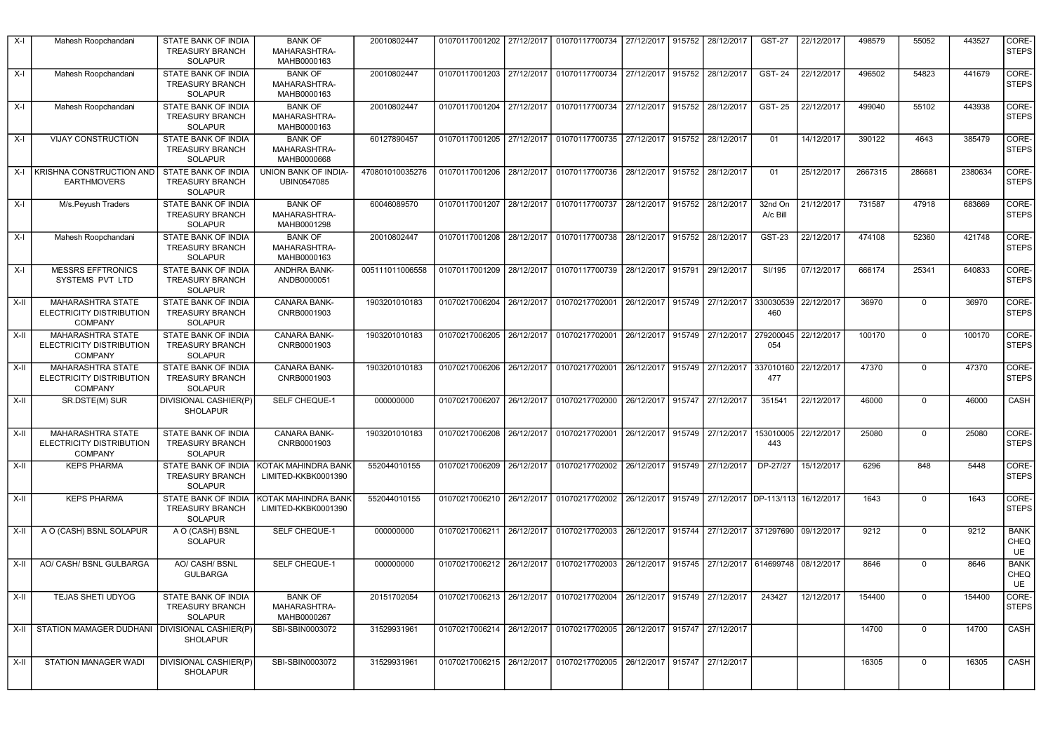| X-I | Mahesh Roopchandani | STATE BANK OF INDIA TREASURY BRANCH SOLAPUR | BANK OF MAHARASHTRA-MAHB0000163 | 20010802447 | 01070117001202 | 27/12/2017 | 01070117700734 | 27/12/2017 | 915752 | 28/12/2017 | GST-27 | 22/12/2017 | 498579 | 55052 | 443527 | CORE-STEPS |
|---|---|---|---|---|---|---|---|---|---|---|---|---|---|---|---|---|
| X-I | Mahesh Roopchandani | STATE BANK OF INDIA TREASURY BRANCH SOLAPUR | BANK OF MAHARASHTRA-MAHB0000163 | 20010802447 | 01070117001203 | 27/12/2017 | 01070117700734 | 27/12/2017 | 915752 | 28/12/2017 | GST- 24 | 22/12/2017 | 496502 | 54823 | 441679 | CORE-STEPS |
| X-I | Mahesh Roopchandani | STATE BANK OF INDIA TREASURY BRANCH SOLAPUR | BANK OF MAHARASHTRA-MAHB0000163 | 20010802447 | 01070117001204 | 27/12/2017 | 01070117700734 | 27/12/2017 | 915752 | 28/12/2017 | GST- 25 | 22/12/2017 | 499040 | 55102 | 443938 | CORE-STEPS |
| X-I | VIJAY CONSTRUCTION | STATE BANK OF INDIA TREASURY BRANCH SOLAPUR | BANK OF MAHARASHTRA-MAHB0000668 | 60127890457 | 01070117001205 | 27/12/2017 | 01070117700735 | 27/12/2017 | 915752 | 28/12/2017 | 01 | 14/12/2017 | 390122 | 4643 | 385479 | CORE-STEPS |
| X-I | KRISHNA CONSTRUCTION AND EARTHMOVERS | STATE BANK OF INDIA TREASURY BRANCH SOLAPUR | UNION BANK OF INDIA-UBIN0547085 | 470801010035276 | 01070117001206 | 28/12/2017 | 01070117700736 | 28/12/2017 | 915752 | 28/12/2017 | 01 | 25/12/2017 | 2667315 | 286681 | 2380634 | CORE-STEPS |
| X-I | M/s.Peyush Traders | STATE BANK OF INDIA TREASURY BRANCH SOLAPUR | BANK OF MAHARASHTRA-MAHB0001298 | 60046089570 | 01070117001207 | 28/12/2017 | 01070117700737 | 28/12/2017 | 915752 | 28/12/2017 | 32nd On A/c Bill | 21/12/2017 | 731587 | 47918 | 683669 | CORE-STEPS |
| X-I | Mahesh Roopchandani | STATE BANK OF INDIA TREASURY BRANCH SOLAPUR | BANK OF MAHARASHTRA-MAHB0000163 | 20010802447 | 01070117001208 | 28/12/2017 | 01070117700738 | 28/12/2017 | 915752 | 28/12/2017 | GST-23 | 22/12/2017 | 474108 | 52360 | 421748 | CORE-STEPS |
| X-I | MESSRS EFFTRONICS SYSTEMS PVT LTD | STATE BANK OF INDIA TREASURY BRANCH SOLAPUR | ANDHRA BANK-ANDB0000051 | 005111011006558 | 01070117001209 | 28/12/2017 | 01070117700739 | 28/12/2017 | 915791 | 29/12/2017 | SI/195 | 07/12/2017 | 666174 | 25341 | 640833 | CORE-STEPS |
| X-II | MAHARASHTRA STATE ELECTRICITY DISTRIBUTION COMPANY | STATE BANK OF INDIA TREASURY BRANCH SOLAPUR | CANARA BANK-CNRB0001903 | 1903201010183 | 01070217006204 | 26/12/2017 | 01070217702001 | 26/12/2017 | 915749 | 27/12/2017 | 330030539460 | 22/12/2017 | 36970 | 0 | 36970 | CORE-STEPS |
| X-II | MAHARASHTRA STATE ELECTRICITY DISTRIBUTION COMPANY | STATE BANK OF INDIA TREASURY BRANCH SOLAPUR | CANARA BANK-CNRB0001903 | 1903201010183 | 01070217006205 | 26/12/2017 | 01070217702001 | 26/12/2017 | 915749 | 27/12/2017 | 279200045054 | 22/12/2017 | 100170 | 0 | 100170 | CORE-STEPS |
| X-II | MAHARASHTRA STATE ELECTRICITY DISTRIBUTION COMPANY | STATE BANK OF INDIA TREASURY BRANCH SOLAPUR | CANARA BANK-CNRB0001903 | 1903201010183 | 01070217006206 | 26/12/2017 | 01070217702001 | 26/12/2017 | 915749 | 27/12/2017 | 337010160477 | 22/12/2017 | 47370 | 0 | 47370 | CORE-STEPS |
| X-II | SR.DSTE(M) SUR | DIVISIONAL CASHIER(P) SHOLAPUR | SELF CHEQUE-1 | 000000000 | 01070217006207 | 26/12/2017 | 01070217702000 | 26/12/2017 | 915747 | 27/12/2017 | 351541 | 22/12/2017 | 46000 | 0 | 46000 | CASH |
| X-II | MAHARASHTRA STATE ELECTRICITY DISTRIBUTION COMPANY | STATE BANK OF INDIA TREASURY BRANCH SOLAPUR | CANARA BANK-CNRB0001903 | 1903201010183 | 01070217006208 | 26/12/2017 | 01070217702001 | 26/12/2017 | 915749 | 27/12/2017 | 153010005443 | 22/12/2017 | 25080 | 0 | 25080 | CORE-STEPS |
| X-II | KEPS PHARMA | STATE BANK OF INDIA TREASURY BRANCH SOLAPUR | KOTAK MAHINDRA BANK LIMITED-KKBK0001390 | 552044010155 | 01070217006209 | 26/12/2017 | 01070217702002 | 26/12/2017 | 915749 | 27/12/2017 | DP-27/27 | 15/12/2017 | 6296 | 848 | 5448 | CORE-STEPS |
| X-II | KEPS PHARMA | STATE BANK OF INDIA TREASURY BRANCH SOLAPUR | KOTAK MAHINDRA BANK LIMITED-KKBK0001390 | 552044010155 | 01070217006210 | 26/12/2017 | 01070217702002 | 26/12/2017 | 915749 | 27/12/2017 | DP-113/113 | 16/12/2017 | 1643 | 0 | 1643 | CORE-STEPS |
| X-II | A O (CASH) BSNL SOLAPUR | A O (CASH) BSNL SOLAPUR | SELF CHEQUE-1 | 000000000 | 01070217006211 | 26/12/2017 | 01070217702003 | 26/12/2017 | 915744 | 27/12/2017 | 371297690 | 09/12/2017 | 9212 | 0 | 9212 | BANK CHEQUE |
| X-II | AO/ CASH/ BSNL GULBARGA | AO/ CASH/ BSNL GULBARGA | SELF CHEQUE-1 | 000000000 | 01070217006212 | 26/12/2017 | 01070217702003 | 26/12/2017 | 915745 | 27/12/2017 | 614699748 | 08/12/2017 | 8646 | 0 | 8646 | BANK CHEQUE |
| X-II | TEJAS SHETI UDYOG | STATE BANK OF INDIA TREASURY BRANCH SOLAPUR | BANK OF MAHARASHTRA-MAHB0000267 | 20151702054 | 01070217006213 | 26/12/2017 | 01070217702004 | 26/12/2017 | 915749 | 27/12/2017 | 243427 | 12/12/2017 | 154400 | 0 | 154400 | CORE-STEPS |
| X-II | STATION MAMAGER DUDHANI | DIVISIONAL CASHIER(P) SHOLAPUR | SBI-SBIN0003072 | 31529931961 | 01070217006214 | 26/12/2017 | 01070217702005 | 26/12/2017 | 915747 | 27/12/2017 | | | 14700 | 0 | 14700 | CASH |
| X-II | STATION MANAGER WADI | DIVISIONAL CASHIER(P) SHOLAPUR | SBI-SBIN0003072 | 31529931961 | 01070217006215 | 26/12/2017 | 01070217702005 | 26/12/2017 | 915747 | 27/12/2017 | | | 16305 | 0 | 16305 | CASH |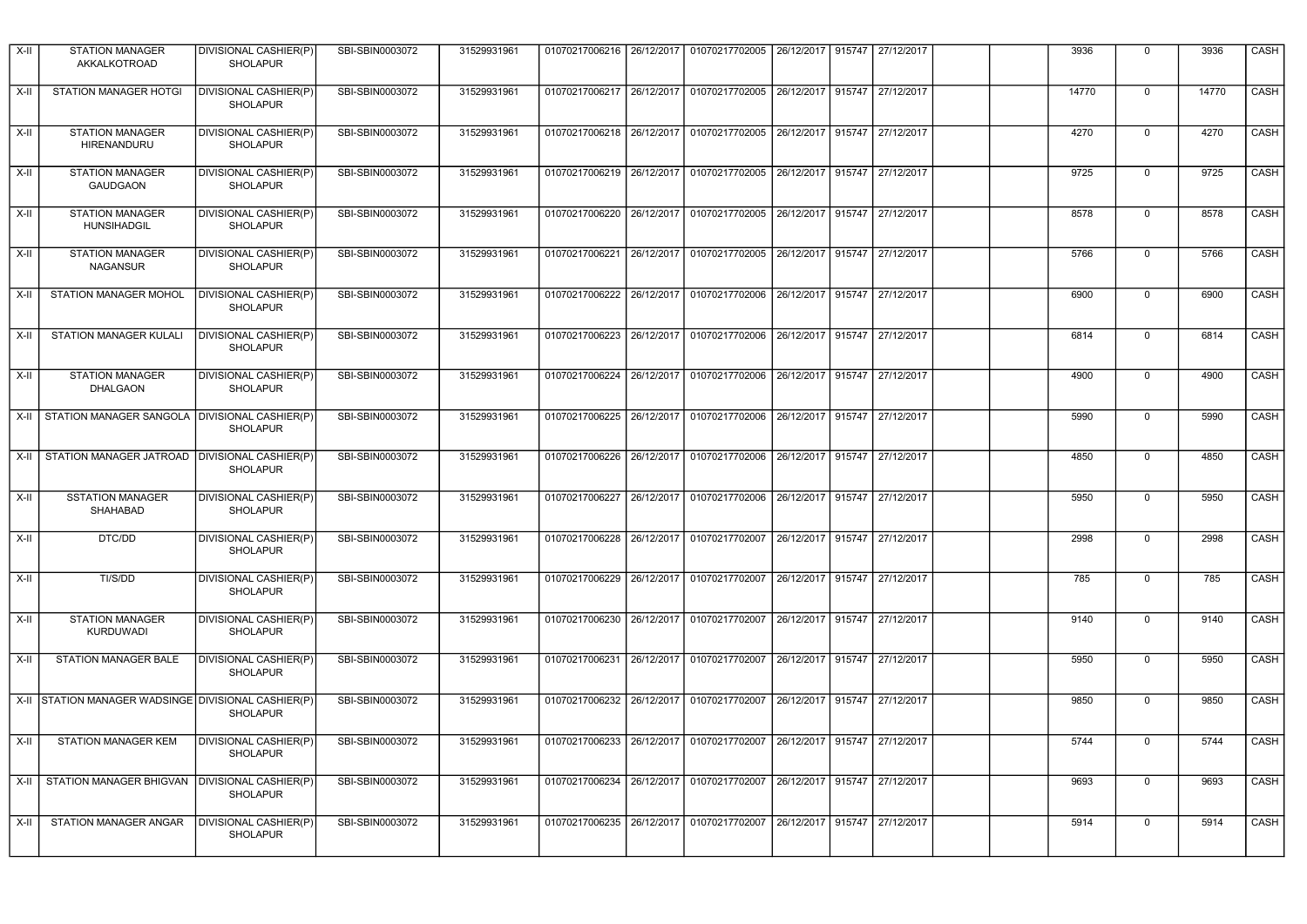| X-II | STATION MANAGER AKKALKOTROAD | DIVISIONAL CASHIER(P) SHOLAPUR | SBI-SBIN0003072 | 31529931961 | 01070217006216 | 26/12/2017 | 01070217702005 | 26/12/2017 | 915747 | 27/12/2017 | | | 3936 | 0 | 3936 | CASH |
|---|---|---|---|---|---|---|---|---|---|---|---|---|---|---|---|---|
| X-II | STATION MANAGER HOTGI | DIVISIONAL CASHIER(P) SHOLAPUR | SBI-SBIN0003072 | 31529931961 | 01070217006217 | 26/12/2017 | 01070217702005 | 26/12/2017 | 915747 | 27/12/2017 | | | 14770 | 0 | 14770 | CASH |
| X-II | STATION MANAGER HIRENANDURU | DIVISIONAL CASHIER(P) SHOLAPUR | SBI-SBIN0003072 | 31529931961 | 01070217006218 | 26/12/2017 | 01070217702005 | 26/12/2017 | 915747 | 27/12/2017 | | | 4270 | 0 | 4270 | CASH |
| X-II | STATION MANAGER GAUDGAON | DIVISIONAL CASHIER(P) SHOLAPUR | SBI-SBIN0003072 | 31529931961 | 01070217006219 | 26/12/2017 | 01070217702005 | 26/12/2017 | 915747 | 27/12/2017 | | | 9725 | 0 | 9725 | CASH |
| X-II | STATION MANAGER HUNSIHADGIL | DIVISIONAL CASHIER(P) SHOLAPUR | SBI-SBIN0003072 | 31529931961 | 01070217006220 | 26/12/2017 | 01070217702005 | 26/12/2017 | 915747 | 27/12/2017 | | | 8578 | 0 | 8578 | CASH |
| X-II | STATION MANAGER NAGANSUR | DIVISIONAL CASHIER(P) SHOLAPUR | SBI-SBIN0003072 | 31529931961 | 01070217006221 | 26/12/2017 | 01070217702005 | 26/12/2017 | 915747 | 27/12/2017 | | | 5766 | 0 | 5766 | CASH |
| X-II | STATION MANAGER MOHOL | DIVISIONAL CASHIER(P) SHOLAPUR | SBI-SBIN0003072 | 31529931961 | 01070217006222 | 26/12/2017 | 01070217702006 | 26/12/2017 | 915747 | 27/12/2017 | | | 6900 | 0 | 6900 | CASH |
| X-II | STATION MANAGER KULALI | DIVISIONAL CASHIER(P) SHOLAPUR | SBI-SBIN0003072 | 31529931961 | 01070217006223 | 26/12/2017 | 01070217702006 | 26/12/2017 | 915747 | 27/12/2017 | | | 6814 | 0 | 6814 | CASH |
| X-II | STATION MANAGER DHALGAON | DIVISIONAL CASHIER(P) SHOLAPUR | SBI-SBIN0003072 | 31529931961 | 01070217006224 | 26/12/2017 | 01070217702006 | 26/12/2017 | 915747 | 27/12/2017 | | | 4900 | 0 | 4900 | CASH |
| X-II | STATION MANAGER SANGOLA | DIVISIONAL CASHIER(P) SHOLAPUR | SBI-SBIN0003072 | 31529931961 | 01070217006225 | 26/12/2017 | 01070217702006 | 26/12/2017 | 915747 | 27/12/2017 | | | 5990 | 0 | 5990 | CASH |
| X-II | STATION MANAGER JATROAD | DIVISIONAL CASHIER(P) SHOLAPUR | SBI-SBIN0003072 | 31529931961 | 01070217006226 | 26/12/2017 | 01070217702006 | 26/12/2017 | 915747 | 27/12/2017 | | | 4850 | 0 | 4850 | CASH |
| X-II | SSTATION MANAGER SHAHABAD | DIVISIONAL CASHIER(P) SHOLAPUR | SBI-SBIN0003072 | 31529931961 | 01070217006227 | 26/12/2017 | 01070217702006 | 26/12/2017 | 915747 | 27/12/2017 | | | 5950 | 0 | 5950 | CASH |
| X-II | DTC/DD | DIVISIONAL CASHIER(P) SHOLAPUR | SBI-SBIN0003072 | 31529931961 | 01070217006228 | 26/12/2017 | 01070217702007 | 26/12/2017 | 915747 | 27/12/2017 | | | 2998 | 0 | 2998 | CASH |
| X-II | TI/S/DD | DIVISIONAL CASHIER(P) SHOLAPUR | SBI-SBIN0003072 | 31529931961 | 01070217006229 | 26/12/2017 | 01070217702007 | 26/12/2017 | 915747 | 27/12/2017 | | | 785 | 0 | 785 | CASH |
| X-II | STATION MANAGER KURDUWADI | DIVISIONAL CASHIER(P) SHOLAPUR | SBI-SBIN0003072 | 31529931961 | 01070217006230 | 26/12/2017 | 01070217702007 | 26/12/2017 | 915747 | 27/12/2017 | | | 9140 | 0 | 9140 | CASH |
| X-II | STATION MANAGER BALE | DIVISIONAL CASHIER(P) SHOLAPUR | SBI-SBIN0003072 | 31529931961 | 01070217006231 | 26/12/2017 | 01070217702007 | 26/12/2017 | 915747 | 27/12/2017 | | | 5950 | 0 | 5950 | CASH |
| X-II | STATION MANAGER WADSINGE | DIVISIONAL CASHIER(P) SHOLAPUR | SBI-SBIN0003072 | 31529931961 | 01070217006232 | 26/12/2017 | 01070217702007 | 26/12/2017 | 915747 | 27/12/2017 | | | 9850 | 0 | 9850 | CASH |
| X-II | STATION MANAGER KEM | DIVISIONAL CASHIER(P) SHOLAPUR | SBI-SBIN0003072 | 31529931961 | 01070217006233 | 26/12/2017 | 01070217702007 | 26/12/2017 | 915747 | 27/12/2017 | | | 5744 | 0 | 5744 | CASH |
| X-II | STATION MANAGER BHIGVAN | DIVISIONAL CASHIER(P) SHOLAPUR | SBI-SBIN0003072 | 31529931961 | 01070217006234 | 26/12/2017 | 01070217702007 | 26/12/2017 | 915747 | 27/12/2017 | | | 9693 | 0 | 9693 | CASH |
| X-II | STATION MANAGER ANGAR | DIVISIONAL CASHIER(P) SHOLAPUR | SBI-SBIN0003072 | 31529931961 | 01070217006235 | 26/12/2017 | 01070217702007 | 26/12/2017 | 915747 | 27/12/2017 | | | 5914 | 0 | 5914 | CASH |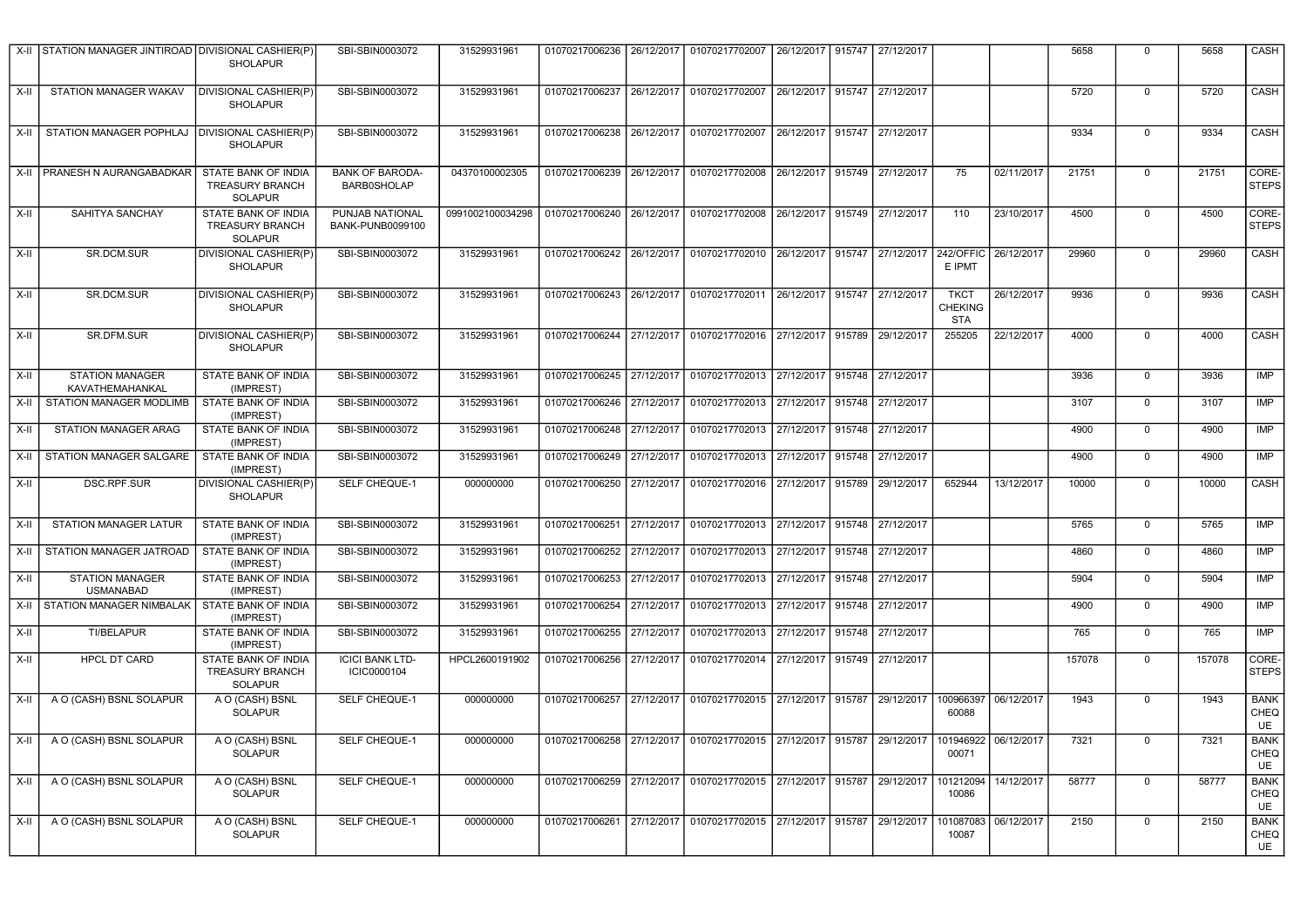| X-II | STATION MANAGER JINTIROAD | DIVISIONAL CASHIER(P) SHOLAPUR | SBI-SBIN0003072 | 31529931961 | 01070217006236 | 26/12/2017 | 01070217702007 | 26/12/2017 | 915747 | 27/12/2017 | | | 5658 | 0 | 5658 | CASH |
|---|---|---|---|---|---|---|---|---|---|---|---|---|---|---|---|---|
| X-II | STATION MANAGER WAKAV | DIVISIONAL CASHIER(P) SHOLAPUR | SBI-SBIN0003072 | 31529931961 | 01070217006237 | 26/12/2017 | 01070217702007 | 26/12/2017 | 915747 | 27/12/2017 | | | 5720 | 0 | 5720 | CASH |
| X-II | STATION MANAGER POPHLAJ | DIVISIONAL CASHIER(P) SHOLAPUR | SBI-SBIN0003072 | 31529931961 | 01070217006238 | 26/12/2017 | 01070217702007 | 26/12/2017 | 915747 | 27/12/2017 | | | 9334 | 0 | 9334 | CASH |
| X-II | PRANESH N AURANGABADKAR | STATE BANK OF INDIA TREASURY BRANCH SOLAPUR | BANK OF BARODA-BARB0SHOLAP | 04370100002305 | 01070217006239 | 26/12/2017 | 01070217702008 | 26/12/2017 | 915749 | 27/12/2017 | 75 | 02/11/2017 | 21751 | 0 | 21751 | CORE-STEPS |
| X-II | SAHITYA SANCHAY | STATE BANK OF INDIA TREASURY BRANCH SOLAPUR | PUNJAB NATIONAL BANK-PUNB0099100 | 0991002100034298 | 01070217006240 | 26/12/2017 | 01070217702008 | 26/12/2017 | 915749 | 27/12/2017 | 110 | 23/10/2017 | 4500 | 0 | 4500 | CORE-STEPS |
| X-II | SR.DCM.SUR | DIVISIONAL CASHIER(P) SHOLAPUR | SBI-SBIN0003072 | 31529931961 | 01070217006242 | 26/12/2017 | 01070217702010 | 26/12/2017 | 915747 | 27/12/2017 | 242/OFFICE IPMT | 26/12/2017 | 29960 | 0 | 29960 | CASH |
| X-II | SR.DCM.SUR | DIVISIONAL CASHIER(P) SHOLAPUR | SBI-SBIN0003072 | 31529931961 | 01070217006243 | 26/12/2017 | 01070217702011 | 26/12/2017 | 915747 | 27/12/2017 | TKCT CHEKING STA | 26/12/2017 | 9936 | 0 | 9936 | CASH |
| X-II | SR.DFM.SUR | DIVISIONAL CASHIER(P) SHOLAPUR | SBI-SBIN0003072 | 31529931961 | 01070217006244 | 27/12/2017 | 01070217702016 | 27/12/2017 | 915789 | 29/12/2017 | 255205 | 22/12/2017 | 4000 | 0 | 4000 | CASH |
| X-II | STATION MANAGER KAVATHEMAHANKAL | STATE BANK OF INDIA (IMPREST) | SBI-SBIN0003072 | 31529931961 | 01070217006245 | 27/12/2017 | 01070217702013 | 27/12/2017 | 915748 | 27/12/2017 | | | 3936 | 0 | 3936 | IMP |
| X-II | STATION MANAGER MODLIMB | STATE BANK OF INDIA (IMPREST) | SBI-SBIN0003072 | 31529931961 | 01070217006246 | 27/12/2017 | 01070217702013 | 27/12/2017 | 915748 | 27/12/2017 | | | 3107 | 0 | 3107 | IMP |
| X-II | STATION MANAGER ARAG | STATE BANK OF INDIA (IMPREST) | SBI-SBIN0003072 | 31529931961 | 01070217006248 | 27/12/2017 | 01070217702013 | 27/12/2017 | 915748 | 27/12/2017 | | | 4900 | 0 | 4900 | IMP |
| X-II | STATION MANAGER SALGARE | STATE BANK OF INDIA (IMPREST) | SBI-SBIN0003072 | 31529931961 | 01070217006249 | 27/12/2017 | 01070217702013 | 27/12/2017 | 915748 | 27/12/2017 | | | 4900 | 0 | 4900 | IMP |
| X-II | DSC.RPF.SUR | DIVISIONAL CASHIER(P) SHOLAPUR | SELF CHEQUE-1 | 000000000 | 01070217006250 | 27/12/2017 | 01070217702016 | 27/12/2017 | 915789 | 29/12/2017 | 652944 | 13/12/2017 | 10000 | 0 | 10000 | CASH |
| X-II | STATION MANAGER LATUR | STATE BANK OF INDIA (IMPREST) | SBI-SBIN0003072 | 31529931961 | 01070217006251 | 27/12/2017 | 01070217702013 | 27/12/2017 | 915748 | 27/12/2017 | | | 5765 | 0 | 5765 | IMP |
| X-II | STATION MANAGER JATROAD | STATE BANK OF INDIA (IMPREST) | SBI-SBIN0003072 | 31529931961 | 01070217006252 | 27/12/2017 | 01070217702013 | 27/12/2017 | 915748 | 27/12/2017 | | | 4860 | 0 | 4860 | IMP |
| X-II | STATION MANAGER USMANABAD | STATE BANK OF INDIA (IMPREST) | SBI-SBIN0003072 | 31529931961 | 01070217006253 | 27/12/2017 | 01070217702013 | 27/12/2017 | 915748 | 27/12/2017 | | | 5904 | 0 | 5904 | IMP |
| X-II | STATION MANAGER NIMBALAK | STATE BANK OF INDIA (IMPREST) | SBI-SBIN0003072 | 31529931961 | 01070217006254 | 27/12/2017 | 01070217702013 | 27/12/2017 | 915748 | 27/12/2017 | | | 4900 | 0 | 4900 | IMP |
| X-II | TI/BELAPUR | STATE BANK OF INDIA (IMPREST) | SBI-SBIN0003072 | 31529931961 | 01070217006255 | 27/12/2017 | 01070217702013 | 27/12/2017 | 915748 | 27/12/2017 | | | 765 | 0 | 765 | IMP |
| X-II | HPCL DT CARD | STATE BANK OF INDIA TREASURY BRANCH SOLAPUR | ICICI BANK LTD-ICIC0000104 | HPCL2600191902 | 01070217006256 | 27/12/2017 | 01070217702014 | 27/12/2017 | 915749 | 27/12/2017 | | | 157078 | 0 | 157078 | CORE-STEPS |
| X-II | A O (CASH) BSNL SOLAPUR | A O (CASH) BSNL SOLAPUR | SELF CHEQUE-1 | 000000000 | 01070217006257 | 27/12/2017 | 01070217702015 | 27/12/2017 | 915787 | 29/12/2017 | 10096639760088 | 06/12/2017 | 1943 | 0 | 1943 | BANK CHEQUE |
| X-II | A O (CASH) BSNL SOLAPUR | A O (CASH) BSNL SOLAPUR | SELF CHEQUE-1 | 000000000 | 01070217006258 | 27/12/2017 | 01070217702015 | 27/12/2017 | 915787 | 29/12/2017 | 10194692200071 | 06/12/2017 | 7321 | 0 | 7321 | BANK CHEQUE |
| X-II | A O (CASH) BSNL SOLAPUR | A O (CASH) BSNL SOLAPUR | SELF CHEQUE-1 | 000000000 | 01070217006259 | 27/12/2017 | 01070217702015 | 27/12/2017 | 915787 | 29/12/2017 | 10121209410086 | 14/12/2017 | 58777 | 0 | 58777 | BANK CHEQUE |
| X-II | A O (CASH) BSNL SOLAPUR | A O (CASH) BSNL SOLAPUR | SELF CHEQUE-1 | 000000000 | 01070217006261 | 27/12/2017 | 01070217702015 | 27/12/2017 | 915787 | 29/12/2017 | 10108708310087 | 06/12/2017 | 2150 | 0 | 2150 | BANK CHEQUE |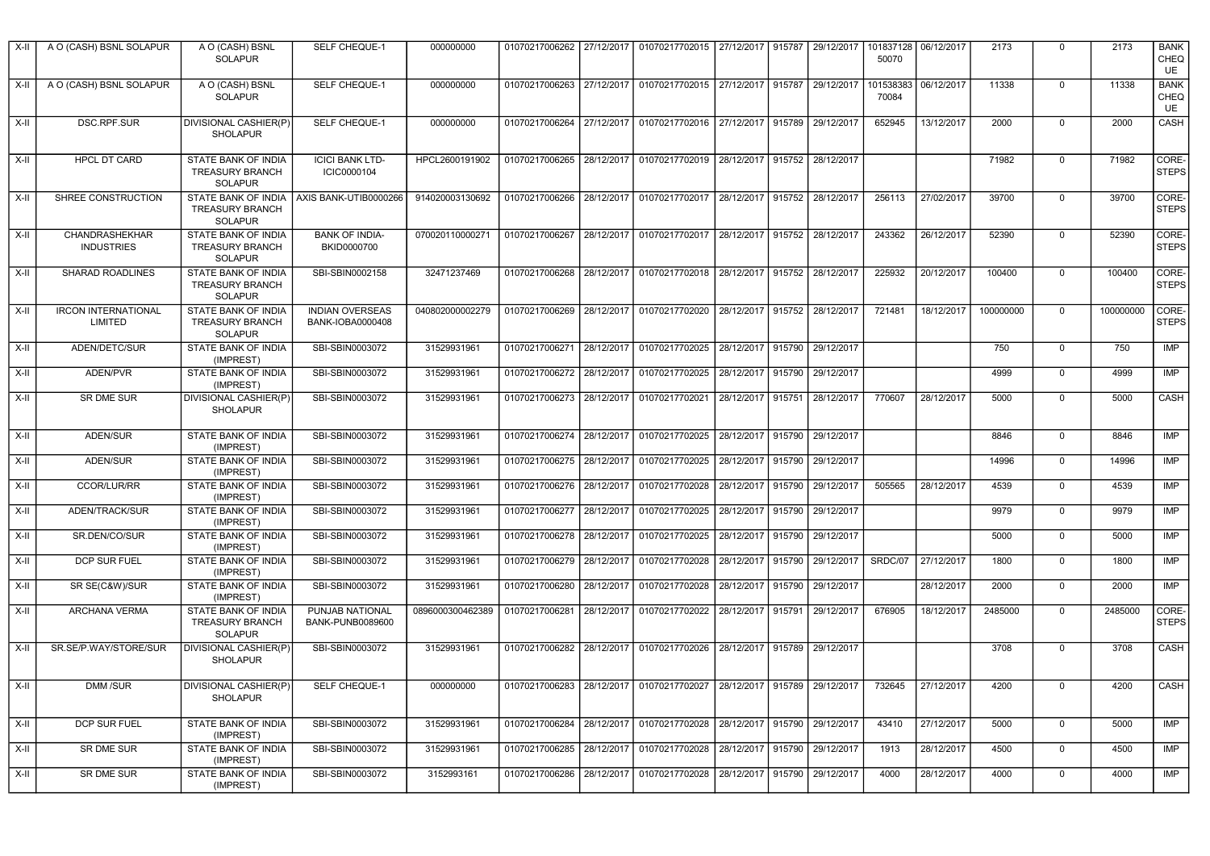| X-II | A O (CASH) BSNL SOLAPUR | A O (CASH) BSNL SOLAPUR | SELF CHEQUE-1 | 000000000 | 01070217006262 | 27/12/2017 | 01070217702015 | 27/12/2017 | 915787 | 29/12/2017 | 10183712850070 | 06/12/2017 | 2173 | 0 | 2173 | BANK CHEQUE |
|---|---|---|---|---|---|---|---|---|---|---|---|---|---|---|---|---|
| X-II | A O (CASH) BSNL SOLAPUR | A O (CASH) BSNL SOLAPUR | SELF CHEQUE-1 | 000000000 | 01070217006263 | 27/12/2017 | 01070217702015 | 27/12/2017 | 915787 | 29/12/2017 | 10153838370084 | 06/12/2017 | 11338 | 0 | 11338 | BANK CHEQUE |
| X-II | DSC.RPF.SUR | DIVISIONAL CASHIER(P) SHOLAPUR | SELF CHEQUE-1 | 000000000 | 01070217006264 | 27/12/2017 | 01070217702016 | 27/12/2017 | 915789 | 29/12/2017 | 652945 | 13/12/2017 | 2000 | 0 | 2000 | CASH |
| X-II | HPCL DT CARD | STATE BANK OF INDIA TREASURY BRANCH SOLAPUR | ICICI BANK LTD-ICIC0000104 | HPCL2600191902 | 01070217006265 | 28/12/2017 | 01070217702019 | 28/12/2017 | 915752 | 28/12/2017 | | | 71982 | 0 | 71982 | CORE-STEPS |
| X-II | SHREE CONSTRUCTION | STATE BANK OF INDIA TREASURY BRANCH SOLAPUR | AXIS BANK-UTIB0000266 | 914020003130692 | 01070217006266 | 28/12/2017 | 01070217702017 | 28/12/2017 | 915752 | 28/12/2017 | 256113 | 27/02/2017 | 39700 | 0 | 39700 | CORE-STEPS |
| X-II | CHANDRASHEKHAR INDUSTRIES | STATE BANK OF INDIA TREASURY BRANCH SOLAPUR | BANK OF INDIA-BKID0000700 | 070020110000271 | 01070217006267 | 28/12/2017 | 01070217702017 | 28/12/2017 | 915752 | 28/12/2017 | 243362 | 26/12/2017 | 52390 | 0 | 52390 | CORE-STEPS |
| X-II | SHARAD ROADLINES | STATE BANK OF INDIA TREASURY BRANCH SOLAPUR | SBI-SBIN0002158 | 32471237469 | 01070217006268 | 28/12/2017 | 01070217702018 | 28/12/2017 | 915752 | 28/12/2017 | 225932 | 20/12/2017 | 100400 | 0 | 100400 | CORE-STEPS |
| X-II | IRCON INTERNATIONAL LIMITED | STATE BANK OF INDIA TREASURY BRANCH SOLAPUR | INDIAN OVERSEAS BANK-IOBA0000408 | 040802000002279 | 01070217006269 | 28/12/2017 | 01070217702020 | 28/12/2017 | 915752 | 28/12/2017 | 721481 | 18/12/2017 | 100000000 | 0 | 100000000 | CORE-STEPS |
| X-II | ADEN/DETC/SUR | STATE BANK OF INDIA (IMPREST) | SBI-SBIN0003072 | 31529931961 | 01070217006271 | 28/12/2017 | 01070217702025 | 28/12/2017 | 915790 | 29/12/2017 | | | 750 | 0 | 750 | IMP |
| X-II | ADEN/PVR | STATE BANK OF INDIA (IMPREST) | SBI-SBIN0003072 | 31529931961 | 01070217006272 | 28/12/2017 | 01070217702025 | 28/12/2017 | 915790 | 29/12/2017 | | | 4999 | 0 | 4999 | IMP |
| X-II | SR DME SUR | DIVISIONAL CASHIER(P) SHOLAPUR | SBI-SBIN0003072 | 31529931961 | 01070217006273 | 28/12/2017 | 01070217702021 | 28/12/2017 | 915751 | 28/12/2017 | 770607 | 28/12/2017 | 5000 | 0 | 5000 | CASH |
| X-II | ADEN/SUR | STATE BANK OF INDIA (IMPREST) | SBI-SBIN0003072 | 31529931961 | 01070217006274 | 28/12/2017 | 01070217702025 | 28/12/2017 | 915790 | 29/12/2017 | | | 8846 | 0 | 8846 | IMP |
| X-II | ADEN/SUR | STATE BANK OF INDIA (IMPREST) | SBI-SBIN0003072 | 31529931961 | 01070217006275 | 28/12/2017 | 01070217702025 | 28/12/2017 | 915790 | 29/12/2017 | | | 14996 | 0 | 14996 | IMP |
| X-II | CCOR/LUR/RR | STATE BANK OF INDIA (IMPREST) | SBI-SBIN0003072 | 31529931961 | 01070217006276 | 28/12/2017 | 01070217702028 | 28/12/2017 | 915790 | 29/12/2017 | 505565 | 28/12/2017 | 4539 | 0 | 4539 | IMP |
| X-II | ADEN/TRACK/SUR | STATE BANK OF INDIA (IMPREST) | SBI-SBIN0003072 | 31529931961 | 01070217006277 | 28/12/2017 | 01070217702025 | 28/12/2017 | 915790 | 29/12/2017 | | | 9979 | 0 | 9979 | IMP |
| X-II | SR.DEN/CO/SUR | STATE BANK OF INDIA (IMPREST) | SBI-SBIN0003072 | 31529931961 | 01070217006278 | 28/12/2017 | 01070217702025 | 28/12/2017 | 915790 | 29/12/2017 | | | 5000 | 0 | 5000 | IMP |
| X-II | DCP SUR FUEL | STATE BANK OF INDIA (IMPREST) | SBI-SBIN0003072 | 31529931961 | 01070217006279 | 28/12/2017 | 01070217702028 | 28/12/2017 | 915790 | 29/12/2017 | SRDC/07 | 27/12/2017 | 1800 | 0 | 1800 | IMP |
| X-II | SR SE(C&W)/SUR | STATE BANK OF INDIA (IMPREST) | SBI-SBIN0003072 | 31529931961 | 01070217006280 | 28/12/2017 | 01070217702028 | 28/12/2017 | 915790 | 29/12/2017 | | 28/12/2017 | 2000 | 0 | 2000 | IMP |
| X-II | ARCHANA VERMA | STATE BANK OF INDIA TREASURY BRANCH SOLAPUR | PUNJAB NATIONAL BANK-PUNB0089600 | 0896000300462389 | 01070217006281 | 28/12/2017 | 01070217702022 | 28/12/2017 | 915791 | 29/12/2017 | 676905 | 18/12/2017 | 2485000 | 0 | 2485000 | CORE-STEPS |
| X-II | SR.SE/P.WAY/STORE/SUR | DIVISIONAL CASHIER(P) SHOLAPUR | SBI-SBIN0003072 | 31529931961 | 01070217006282 | 28/12/2017 | 01070217702026 | 28/12/2017 | 915789 | 29/12/2017 | | | 3708 | 0 | 3708 | CASH |
| X-II | DMM /SUR | DIVISIONAL CASHIER(P) SHOLAPUR | SELF CHEQUE-1 | 000000000 | 01070217006283 | 28/12/2017 | 01070217702027 | 28/12/2017 | 915789 | 29/12/2017 | 732645 | 27/12/2017 | 4200 | 0 | 4200 | CASH |
| X-II | DCP SUR FUEL | STATE BANK OF INDIA (IMPREST) | SBI-SBIN0003072 | 31529931961 | 01070217006284 | 28/12/2017 | 01070217702028 | 28/12/2017 | 915790 | 29/12/2017 | 43410 | 27/12/2017 | 5000 | 0 | 5000 | IMP |
| X-II | SR DME SUR | STATE BANK OF INDIA (IMPREST) | SBI-SBIN0003072 | 31529931961 | 01070217006285 | 28/12/2017 | 01070217702028 | 28/12/2017 | 915790 | 29/12/2017 | 1913 | 28/12/2017 | 4500 | 0 | 4500 | IMP |
| X-II | SR DME SUR | STATE BANK OF INDIA (IMPREST) | SBI-SBIN0003072 | 3152993161 | 01070217006286 | 28/12/2017 | 01070217702028 | 28/12/2017 | 915790 | 29/12/2017 | 4000 | 28/12/2017 | 4000 | 0 | 4000 | IMP |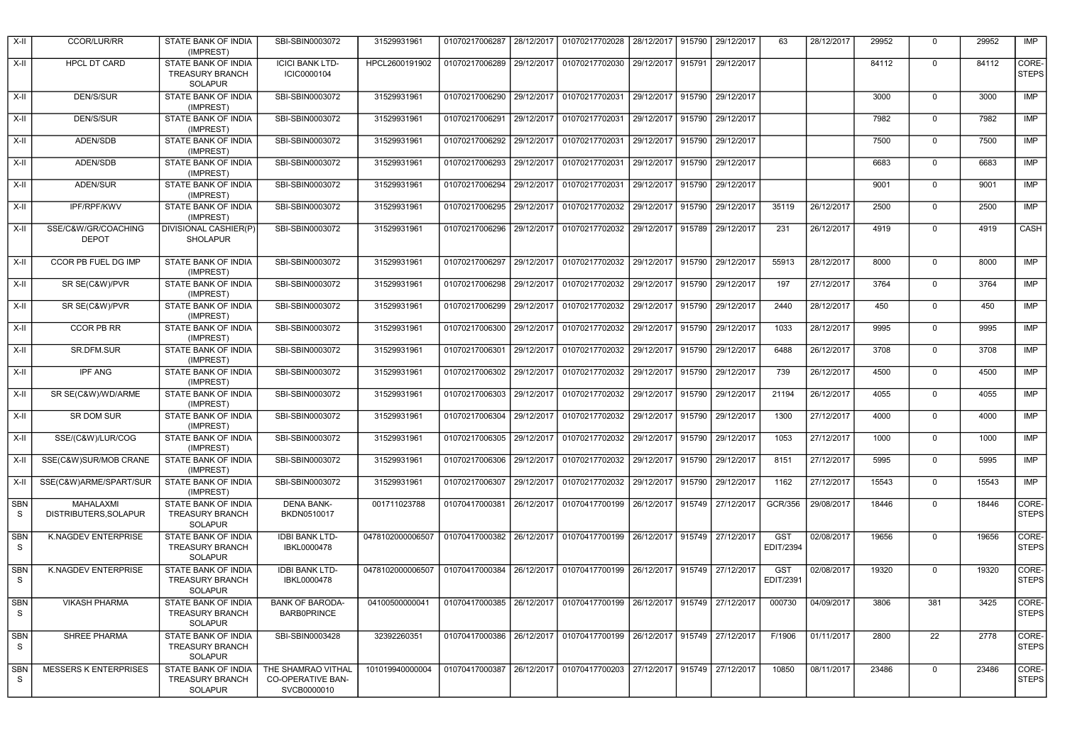| X-II | CCOR/LUR/RR | STATE BANK OF INDIA (IMPREST) | SBI-SBIN0003072 | 31529931961 | 01070217006287 | 28/12/2017 | 01070217702028 | 28/12/2017 | 915790 | 29/12/2017 | 63 | 28/12/2017 | 29952 | 0 | 29952 | IMP |
|---|---|---|---|---|---|---|---|---|---|---|---|---|---|---|---|---|
| X-II | HPCL DT CARD | STATE BANK OF INDIA TREASURY BRANCH SOLAPUR | ICICI BANK LTD-ICIC0000104 | HPCL2600191902 | 01070217006289 | 29/12/2017 | 01070217702030 | 29/12/2017 | 915791 | 29/12/2017 | | | 84112 | 0 | 84112 | CORE-STEPS |
| X-II | DEN/S/SUR | STATE BANK OF INDIA (IMPREST) | SBI-SBIN0003072 | 31529931961 | 01070217006290 | 29/12/2017 | 01070217702031 | 29/12/2017 | 915790 | 29/12/2017 | | | 3000 | 0 | 3000 | IMP |
| X-II | DEN/S/SUR | STATE BANK OF INDIA (IMPREST) | SBI-SBIN0003072 | 31529931961 | 01070217006291 | 29/12/2017 | 01070217702031 | 29/12/2017 | 915790 | 29/12/2017 | | | 7982 | 0 | 7982 | IMP |
| X-II | ADEN/SDB | STATE BANK OF INDIA (IMPREST) | SBI-SBIN0003072 | 31529931961 | 01070217006292 | 29/12/2017 | 01070217702031 | 29/12/2017 | 915790 | 29/12/2017 | | | 7500 | 0 | 7500 | IMP |
| X-II | ADEN/SDB | STATE BANK OF INDIA (IMPREST) | SBI-SBIN0003072 | 31529931961 | 01070217006293 | 29/12/2017 | 01070217702031 | 29/12/2017 | 915790 | 29/12/2017 | | | 6683 | 0 | 6683 | IMP |
| X-II | ADEN/SUR | STATE BANK OF INDIA (IMPREST) | SBI-SBIN0003072 | 31529931961 | 01070217006294 | 29/12/2017 | 01070217702031 | 29/12/2017 | 915790 | 29/12/2017 | | | 9001 | 0 | 9001 | IMP |
| X-II | IPF/RPF/KWV | STATE BANK OF INDIA (IMPREST) | SBI-SBIN0003072 | 31529931961 | 01070217006295 | 29/12/2017 | 01070217702032 | 29/12/2017 | 915790 | 29/12/2017 | 35119 | 26/12/2017 | 2500 | 0 | 2500 | IMP |
| X-II | SSE/C&W/GR/COACHING DEPOT | DIVISIONAL CASHIER(P) SHOLAPUR | SBI-SBIN0003072 | 31529931961 | 01070217006296 | 29/12/2017 | 01070217702032 | 29/12/2017 | 915789 | 29/12/2017 | 231 | 26/12/2017 | 4919 | 0 | 4919 | CASH |
| X-II | CCOR PB FUEL DG IMP | STATE BANK OF INDIA (IMPREST) | SBI-SBIN0003072 | 31529931961 | 01070217006297 | 29/12/2017 | 01070217702032 | 29/12/2017 | 915790 | 29/12/2017 | 55913 | 28/12/2017 | 8000 | 0 | 8000 | IMP |
| X-II | SR SE(C&W)/PVR | STATE BANK OF INDIA (IMPREST) | SBI-SBIN0003072 | 31529931961 | 01070217006298 | 29/12/2017 | 01070217702032 | 29/12/2017 | 915790 | 29/12/2017 | 197 | 27/12/2017 | 3764 | 0 | 3764 | IMP |
| X-II | SR SE(C&W)/PVR | STATE BANK OF INDIA (IMPREST) | SBI-SBIN0003072 | 31529931961 | 01070217006299 | 29/12/2017 | 01070217702032 | 29/12/2017 | 915790 | 29/12/2017 | 2440 | 28/12/2017 | 450 | 0 | 450 | IMP |
| X-II | CCOR PB RR | STATE BANK OF INDIA (IMPREST) | SBI-SBIN0003072 | 31529931961 | 01070217006300 | 29/12/2017 | 01070217702032 | 29/12/2017 | 915790 | 29/12/2017 | 1033 | 28/12/2017 | 9995 | 0 | 9995 | IMP |
| X-II | SR.DFM.SUR | STATE BANK OF INDIA (IMPREST) | SBI-SBIN0003072 | 31529931961 | 01070217006301 | 29/12/2017 | 01070217702032 | 29/12/2017 | 915790 | 29/12/2017 | 6488 | 26/12/2017 | 3708 | 0 | 3708 | IMP |
| X-II | IPF ANG | STATE BANK OF INDIA (IMPREST) | SBI-SBIN0003072 | 31529931961 | 01070217006302 | 29/12/2017 | 01070217702032 | 29/12/2017 | 915790 | 29/12/2017 | 739 | 26/12/2017 | 4500 | 0 | 4500 | IMP |
| X-II | SR SE(C&W)/WD/ARME | STATE BANK OF INDIA (IMPREST) | SBI-SBIN0003072 | 31529931961 | 01070217006303 | 29/12/2017 | 01070217702032 | 29/12/2017 | 915790 | 29/12/2017 | 21194 | 26/12/2017 | 4055 | 0 | 4055 | IMP |
| X-II | SR DOM SUR | STATE BANK OF INDIA (IMPREST) | SBI-SBIN0003072 | 31529931961 | 01070217006304 | 29/12/2017 | 01070217702032 | 29/12/2017 | 915790 | 29/12/2017 | 1300 | 27/12/2017 | 4000 | 0 | 4000 | IMP |
| X-II | SSE/(C&W)/LUR/COG | STATE BANK OF INDIA (IMPREST) | SBI-SBIN0003072 | 31529931961 | 01070217006305 | 29/12/2017 | 01070217702032 | 29/12/2017 | 915790 | 29/12/2017 | 1053 | 27/12/2017 | 1000 | 0 | 1000 | IMP |
| X-II | SSE(C&W)SUR/MOB CRANE | STATE BANK OF INDIA (IMPREST) | SBI-SBIN0003072 | 31529931961 | 01070217006306 | 29/12/2017 | 01070217702032 | 29/12/2017 | 915790 | 29/12/2017 | 8151 | 27/12/2017 | 5995 | 0 | 5995 | IMP |
| X-II | SSE(C&W)ARME/SPART/SUR | STATE BANK OF INDIA (IMPREST) | SBI-SBIN0003072 | 31529931961 | 01070217006307 | 29/12/2017 | 01070217702032 | 29/12/2017 | 915790 | 29/12/2017 | 1162 | 27/12/2017 | 15543 | 0 | 15543 | IMP |
| SBNS | MAHALAXMI DISTRIBUTERS,SOLAPUR | STATE BANK OF INDIA TREASURY BRANCH SOLAPUR | DENA BANK-BKDN0510017 | 001711023788 | 01070417000381 | 26/12/2017 | 01070417700199 | 26/12/2017 | 915749 | 27/12/2017 | GCR/356 | 29/08/2017 | 18446 | 0 | 18446 | CORE-STEPS |
| SBNS | K.NAGDEV ENTERPRISE | STATE BANK OF INDIA TREASURY BRANCH SOLAPUR | IDBI BANK LTD-IBKL0000478 | 0478102000006507 | 01070417000382 | 26/12/2017 | 01070417700199 | 26/12/2017 | 915749 | 27/12/2017 | GST EDIT/2394 | 02/08/2017 | 19656 | 0 | 19656 | CORE-STEPS |
| SBNS | K.NAGDEV ENTERPRISE | STATE BANK OF INDIA TREASURY BRANCH SOLAPUR | IDBI BANK LTD-IBKL0000478 | 0478102000006507 | 01070417000384 | 26/12/2017 | 01070417700199 | 26/12/2017 | 915749 | 27/12/2017 | GST EDIT/2391 | 02/08/2017 | 19320 | 0 | 19320 | CORE-STEPS |
| SBNS | VIKASH PHARMA | STATE BANK OF INDIA TREASURY BRANCH SOLAPUR | BANK OF BARODA-BARB0PRINCE | 04100500000041 | 01070417000385 | 26/12/2017 | 01070417700199 | 26/12/2017 | 915749 | 27/12/2017 | 000730 | 04/09/2017 | 3806 | 381 | 3425 | CORE-STEPS |
| SBNS | SHREE PHARMA | STATE BANK OF INDIA TREASURY BRANCH SOLAPUR | SBI-SBIN0003428 | 32392260351 | 01070417000386 | 26/12/2017 | 01070417700199 | 26/12/2017 | 915749 | 27/12/2017 | F/1906 | 01/11/2017 | 2800 | 22 | 2778 | CORE-STEPS |
| SBNS | MESSERS K ENTERPRISES | STATE BANK OF INDIA TREASURY BRANCH SOLAPUR | THE SHAMRAO VITHAL CO-OPERATIVE BAN-SVCB0000010 | 101019940000004 | 01070417000387 | 26/12/2017 | 01070417700203 | 27/12/2017 | 915749 | 27/12/2017 | 10850 | 08/11/2017 | 23486 | 0 | 23486 | CORE-STEPS |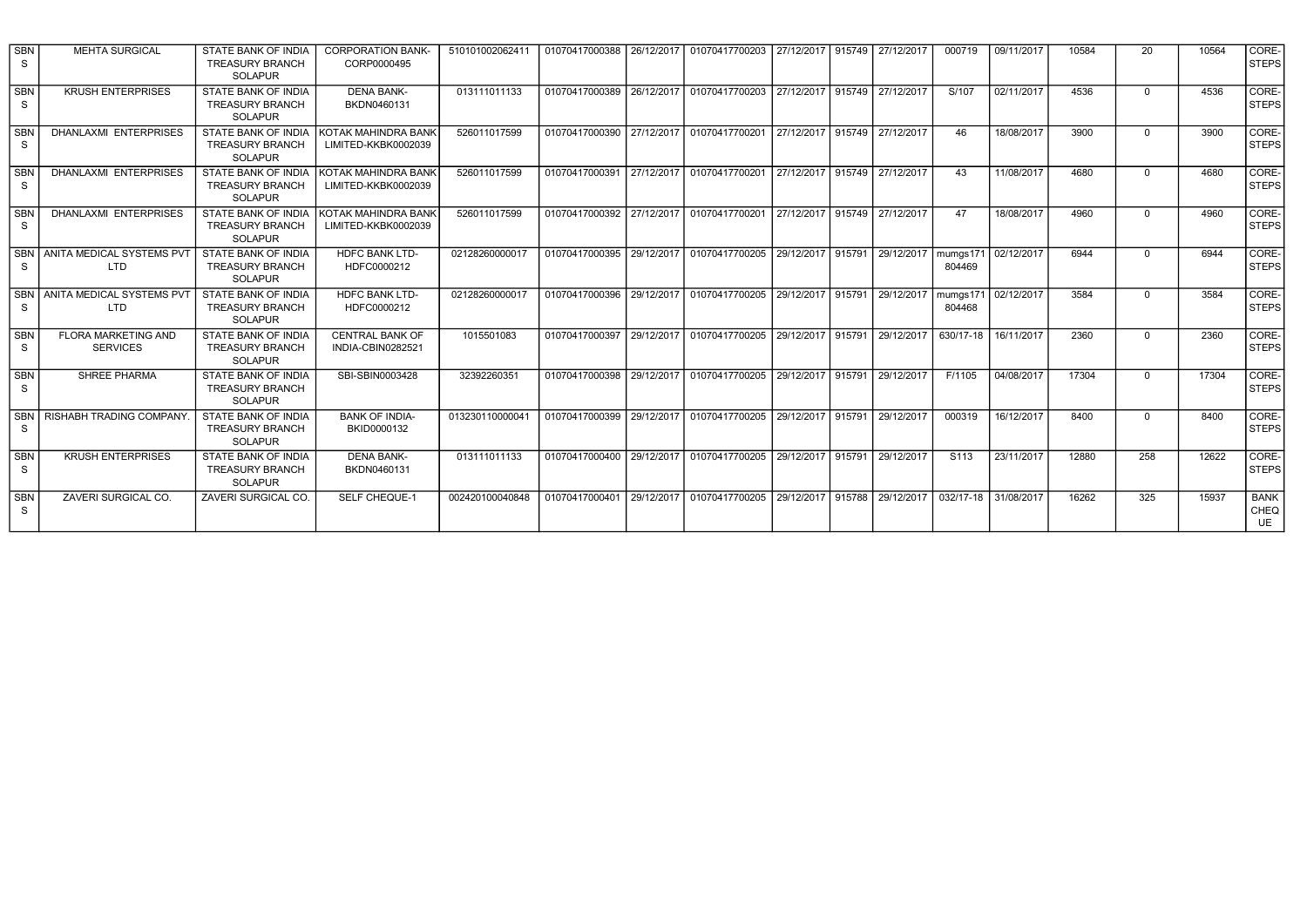| | | | | | | | | | | | | | | | | | |
|---|---|---|---|---|---|---|---|---|---|---|---|---|---|---|---|---|---|
| SBNS | MEHTA SURGICAL | STATE BANK OF INDIA TREASURY BRANCH SOLAPUR | CORPORATION BANK-CORP0000495 | 510101002062411 | 01070417000388 | 26/12/2017 | 01070417700203 | 27/12/2017 | 915749 | 27/12/2017 | 000719 | 09/11/2017 | 10584 | 20 | 10564 | CORE-STEPS |
| SBNS | KRUSH ENTERPRISES | STATE BANK OF INDIA TREASURY BRANCH SOLAPUR | DENA BANK-BKDN0460131 | 013111011133 | 01070417000389 | 26/12/2017 | 01070417700203 | 27/12/2017 | 915749 | 27/12/2017 | S/107 | 02/11/2017 | 4536 | 0 | 4536 | CORE-STEPS |
| SBNS | DHANLAXMI ENTERPRISES | STATE BANK OF INDIA TREASURY BRANCH SOLAPUR | KOTAK MAHINDRA BANK LIMITED-KKBK0002039 | 526011017599 | 01070417000390 | 27/12/2017 | 01070417700201 | 27/12/2017 | 915749 | 27/12/2017 | 46 | 18/08/2017 | 3900 | 0 | 3900 | CORE-STEPS |
| SBNS | DHANLAXMI ENTERPRISES | STATE BANK OF INDIA TREASURY BRANCH SOLAPUR | KOTAK MAHINDRA BANK LIMITED-KKBK0002039 | 526011017599 | 01070417000391 | 27/12/2017 | 01070417700201 | 27/12/2017 | 915749 | 27/12/2017 | 43 | 11/08/2017 | 4680 | 0 | 4680 | CORE-STEPS |
| SBNS | DHANLAXMI ENTERPRISES | STATE BANK OF INDIA TREASURY BRANCH SOLAPUR | KOTAK MAHINDRA BANK LIMITED-KKBK0002039 | 526011017599 | 01070417000392 | 27/12/2017 | 01070417700201 | 27/12/2017 | 915749 | 27/12/2017 | 47 | 18/08/2017 | 4960 | 0 | 4960 | CORE-STEPS |
| SBNS | ANITA MEDICAL SYSTEMS PVT LTD | STATE BANK OF INDIA TREASURY BRANCH SOLAPUR | HDFC BANK LTD-HDFC0000212 | 02128260000017 | 01070417000395 | 29/12/2017 | 01070417700205 | 29/12/2017 | 915791 | 29/12/2017 | mumgs171804469 | 02/12/2017 | 6944 | 0 | 6944 | CORE-STEPS |
| SBNS | ANITA MEDICAL SYSTEMS PVT LTD | STATE BANK OF INDIA TREASURY BRANCH SOLAPUR | HDFC BANK LTD-HDFC0000212 | 02128260000017 | 01070417000396 | 29/12/2017 | 01070417700205 | 29/12/2017 | 915791 | 29/12/2017 | mumgs171804468 | 02/12/2017 | 3584 | 0 | 3584 | CORE-STEPS |
| SBNS | FLORA MARKETING AND SERVICES | STATE BANK OF INDIA TREASURY BRANCH SOLAPUR | CENTRAL BANK OF INDIA-CBIN0282521 | 1015501083 | 01070417000397 | 29/12/2017 | 01070417700205 | 29/12/2017 | 915791 | 29/12/2017 | 630/17-18 | 16/11/2017 | 2360 | 0 | 2360 | CORE-STEPS |
| SBNS | SHREE PHARMA | STATE BANK OF INDIA TREASURY BRANCH SOLAPUR | SBI-SBIN0003428 | 32392260351 | 01070417000398 | 29/12/2017 | 01070417700205 | 29/12/2017 | 915791 | 29/12/2017 | F/1105 | 04/08/2017 | 17304 | 0 | 17304 | CORE-STEPS |
| SBNS | RISHABH TRADING COMPANY. | STATE BANK OF INDIA TREASURY BRANCH SOLAPUR | BANK OF INDIA-BKID0000132 | 013230110000041 | 01070417000399 | 29/12/2017 | 01070417700205 | 29/12/2017 | 915791 | 29/12/2017 | 000319 | 16/12/2017 | 8400 | 0 | 8400 | CORE-STEPS |
| SBNS | KRUSH ENTERPRISES | STATE BANK OF INDIA TREASURY BRANCH SOLAPUR | DENA BANK-BKDN0460131 | 013111011133 | 01070417000400 | 29/12/2017 | 01070417700205 | 29/12/2017 | 915791 | 29/12/2017 | S113 | 23/11/2017 | 12880 | 258 | 12622 | CORE-STEPS |
| SBNS | ZAVERI SURGICAL CO. | ZAVERI SURGICAL CO. | SELF CHEQUE-1 | 002420100040848 | 01070417000401 | 29/12/2017 | 01070417700205 | 29/12/2017 | 915788 | 29/12/2017 | 032/17-18 | 31/08/2017 | 16262 | 325 | 15937 | BANK CHEQUE |